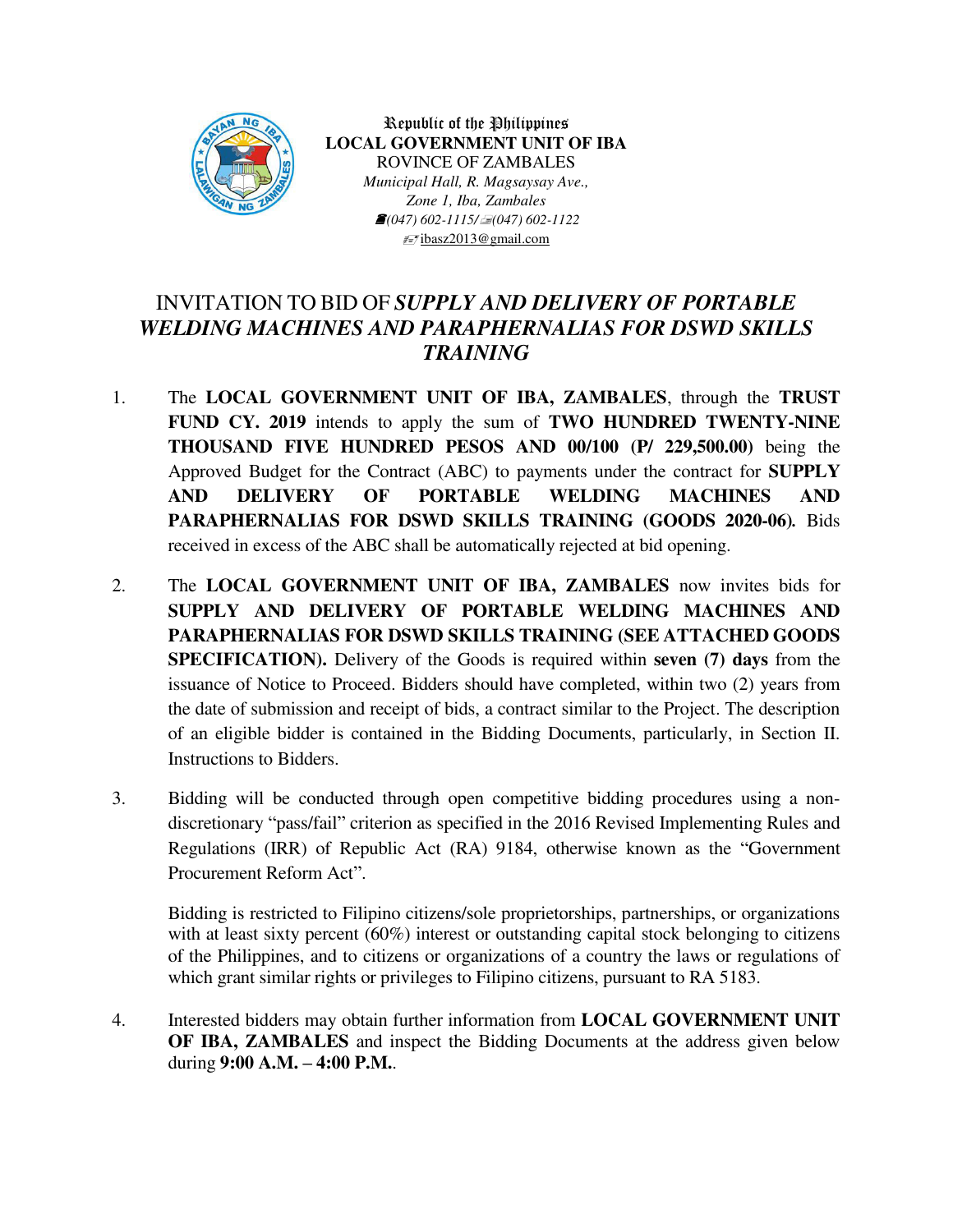Republic of the Philippines
**LOCAL GOVERNMENT UNIT OF IBA**
ROVINCE OF ZAMBALES
*Municipal Hall, R. Magsaysay Ave.,*
*Zone 1, Iba, Zambales*
*(047) 602-1115/(047) 602-1122*
ibasz2013@gmail.com

# INVITATION TO BID OF *SUPPLY AND DELIVERY OF PORTABLE WELDING MACHINES AND PARAPHERNALIAS FOR DSWD SKILLS TRAINING*

1. The **LOCAL GOVERNMENT UNIT OF IBA, ZAMBALES**, through the **TRUST FUND CY. 2019** intends to apply the sum of **TWO HUNDRED TWENTY-NINE THOUSAND FIVE HUNDRED PESOS AND 00/100 (P/ 229,500.00)** being the Approved Budget for the Contract (ABC) to payments under the contract for **SUPPLY AND DELIVERY OF PORTABLE WELDING MACHINES AND PARAPHERNALIAS FOR DSWD SKILLS TRAINING (GOODS 2020-06).** Bids received in excess of the ABC shall be automatically rejected at bid opening.

2. The **LOCAL GOVERNMENT UNIT OF IBA, ZAMBALES** now invites bids for **SUPPLY AND DELIVERY OF PORTABLE WELDING MACHINES AND PARAPHERNALIAS FOR DSWD SKILLS TRAINING (SEE ATTACHED GOODS SPECIFICATION).** Delivery of the Goods is required within **seven (7) days** from the issuance of Notice to Proceed. Bidders should have completed, within two (2) years from the date of submission and receipt of bids, a contract similar to the Project. The description of an eligible bidder is contained in the Bidding Documents, particularly, in Section II. Instructions to Bidders.

3. Bidding will be conducted through open competitive bidding procedures using a non-discretionary "pass/fail" criterion as specified in the 2016 Revised Implementing Rules and Regulations (IRR) of Republic Act (RA) 9184, otherwise known as the "Government Procurement Reform Act".

   Bidding is restricted to Filipino citizens/sole proprietorships, partnerships, or organizations with at least sixty percent (60%) interest or outstanding capital stock belonging to citizens of the Philippines, and to citizens or organizations of a country the laws or regulations of which grant similar rights or privileges to Filipino citizens, pursuant to RA 5183.

4. Interested bidders may obtain further information from **LOCAL GOVERNMENT UNIT OF IBA, ZAMBALES** and inspect the Bidding Documents at the address given below during **9:00 A.M. – 4:00 P.M.**.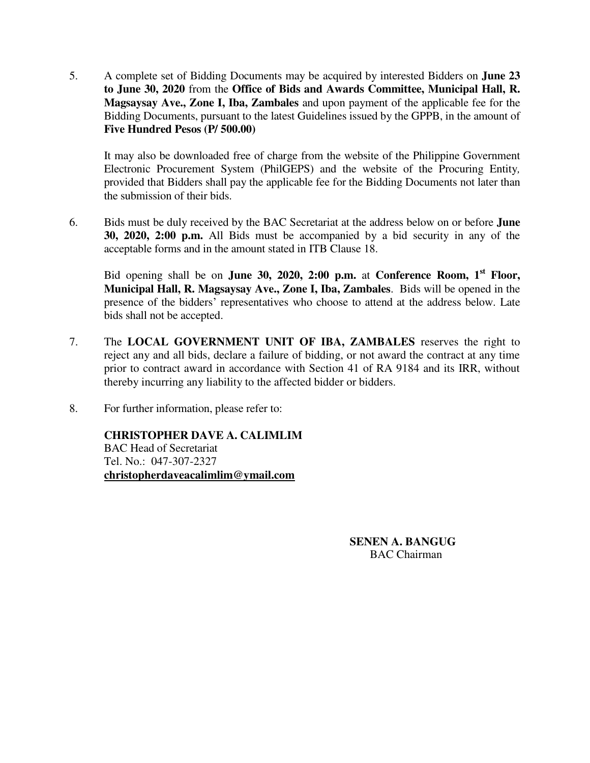5. A complete set of Bidding Documents may be acquired by interested Bidders on **June 23 to June 30, 2020** from the **Office of Bids and Awards Committee, Municipal Hall, R. Magsaysay Ave., Zone I, Iba, Zambales** and upon payment of the applicable fee for the Bidding Documents, pursuant to the latest Guidelines issued by the GPPB, in the amount of **Five Hundred Pesos (P/ 500.00)**

   It may also be downloaded free of charge from the website of the Philippine Government Electronic Procurement System (PhilGEPS) and the website of the Procuring Entity, provided that Bidders shall pay the applicable fee for the Bidding Documents not later than the submission of their bids.

6. Bids must be duly received by the BAC Secretariat at the address below on or before **June 30, 2020, 2:00 p.m.** All Bids must be accompanied by a bid security in any of the acceptable forms and in the amount stated in ITB Clause 18.

   Bid opening shall be on **June 30, 2020, 2:00 p.m.** at **Conference Room, 1st Floor, Municipal Hall, R. Magsaysay Ave., Zone I, Iba, Zambales**. Bids will be opened in the presence of the bidders' representatives who choose to attend at the address below. Late bids shall not be accepted.

7. The **LOCAL GOVERNMENT UNIT OF IBA, ZAMBALES** reserves the right to reject any and all bids, declare a failure of bidding, or not award the contract at any time prior to contract award in accordance with Section 41 of RA 9184 and its IRR, without thereby incurring any liability to the affected bidder or bidders.

8. For further information, please refer to:

   **CHRISTOPHER DAVE A. CALIMLIM**
   BAC Head of Secretariat
   Tel. No.: 047-307-2327
   **christopherdaveacalimlim@ymail.com**

**SENEN A. BANGUG**
BAC Chairman